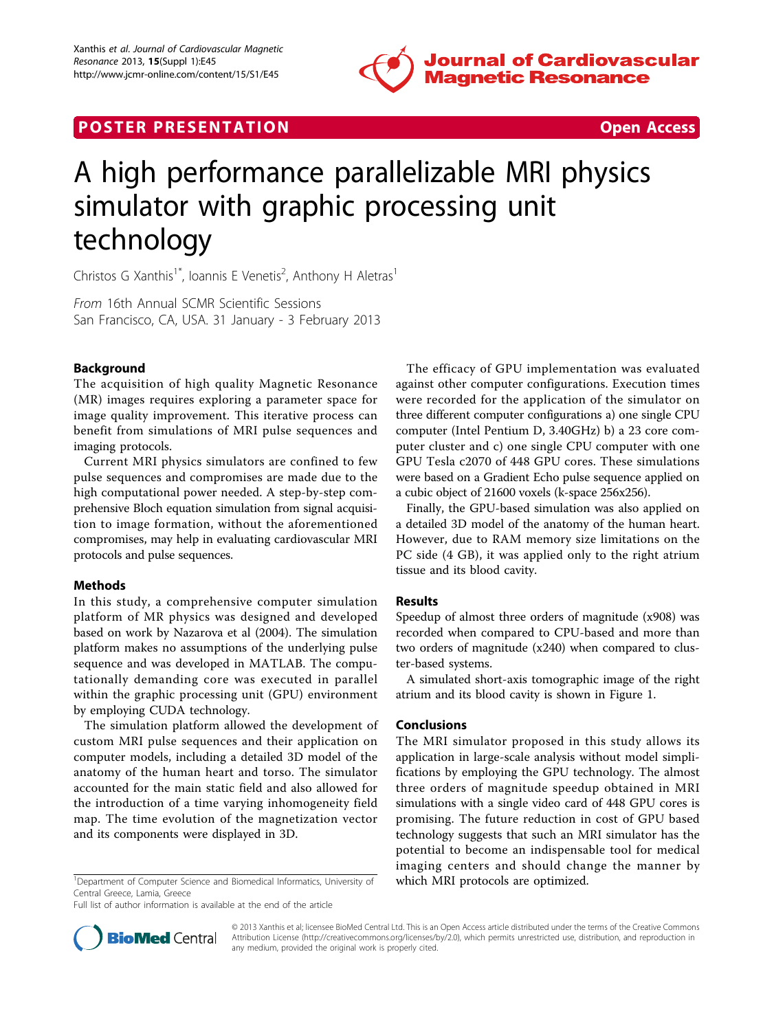POSTER PRESENTATION Open Access

# A high performance parallelizable MRI physics simulator with graphic processing unit technology

Christos G Xanthis[1*], Ioannis E Venetis[2], Anthony H Aletras[1]

*From* 16th Annual SCMR Scientific Sessions
San Francisco, CA, USA. 31 January - 3 February 2013

## Background

The acquisition of high quality Magnetic Resonance (MR) images requires exploring a parameter space for image quality improvement. This iterative process can benefit from simulations of MRI pulse sequences and imaging protocols.

Current MRI physics simulators are confined to few pulse sequences and compromises are made due to the high computational power needed. A step-by-step comprehensive Bloch equation simulation from signal acquisition to image formation, without the aforementioned compromises, may help in evaluating cardiovascular MRI protocols and pulse sequences.

## Methods

In this study, a comprehensive computer simulation platform of MR physics was designed and developed based on work by Nazarova et al (2004). The simulation platform makes no assumptions of the underlying pulse sequence and was developed in MATLAB. The computationally demanding core was executed in parallel within the graphic processing unit (GPU) environment by employing CUDA technology.

The simulation platform allowed the development of custom MRI pulse sequences and their application on computer models, including a detailed 3D model of the anatomy of the human heart and torso. The simulator accounted for the main static field and also allowed for the introduction of a time varying inhomogeneity field map. The time evolution of the magnetization vector and its components were displayed in 3D.

The efficacy of GPU implementation was evaluated against other computer configurations. Execution times were recorded for the application of the simulator on three different computer configurations a) one single CPU computer (Intel Pentium D, 3.40GHz) b) a 23 core computer cluster and c) one single CPU computer with one GPU Tesla c2070 of 448 GPU cores. These simulations were based on a Gradient Echo pulse sequence applied on a cubic object of 21600 voxels (k-space 256x256).

Finally, the GPU-based simulation was also applied on a detailed 3D model of the anatomy of the human heart. However, due to RAM memory size limitations on the PC side (4 GB), it was applied only to the right atrium tissue and its blood cavity.

## Results

Speedup of almost three orders of magnitude (x908) was recorded when compared to CPU-based and more than two orders of magnitude (x240) when compared to cluster-based systems.

A simulated short-axis tomographic image of the right atrium and its blood cavity is shown in Figure 1.

## Conclusions

The MRI simulator proposed in this study allows its application in large-scale analysis without model simplifications by employing the GPU technology. The almost three orders of magnitude speedup obtained in MRI simulations with a single video card of 448 GPU cores is promising. The future reduction in cost of GPU based technology suggests that such an MRI simulator has the potential to become an indispensable tool for medical imaging centers and should change the manner by which MRI protocols are optimized.

[1]Department of Computer Science and Biomedical Informatics, University of Central Greece, Lamia, Greece
Full list of author information is available at the end of the article

© 2013 Xanthis et al; licensee BioMed Central Ltd. This is an Open Access article distributed under the terms of the Creative Commons Attribution License (http://creativecommons.org/licenses/by/2.0), which permits unrestricted use, distribution, and reproduction in any medium, provided the original work is properly cited.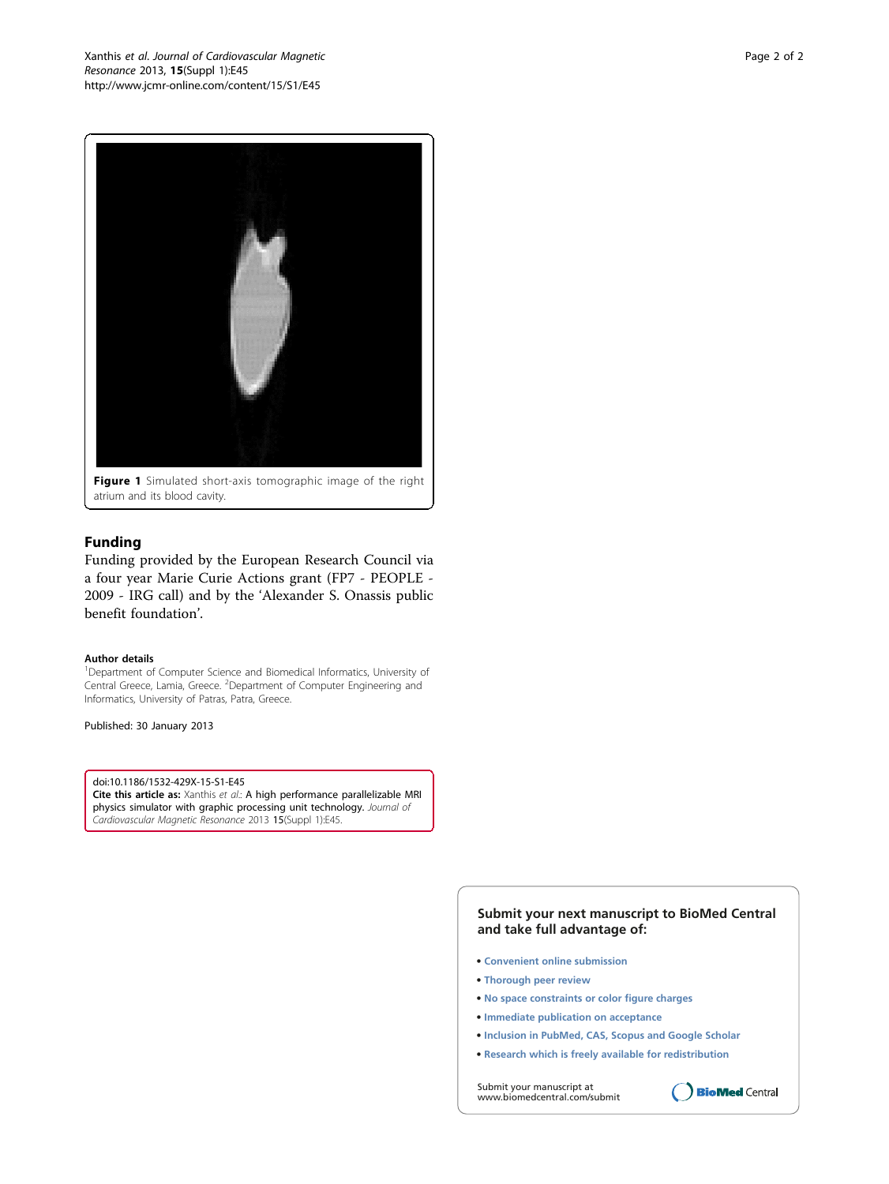**Figure 1** Simulated short-axis tomographic image of the right atrium and its blood cavity.

## Funding

Funding provided by the European Research Council via a four year Marie Curie Actions grant (FP7 - PEOPLE - 2009 - IRG call) and by the 'Alexander S. Onassis public benefit foundation'.

#### Author details

[1]Department of Computer Science and Biomedical Informatics, University of Central Greece, Lamia, Greece. [2]Department of Computer Engineering and Informatics, University of Patras, Patra, Greece.

Published: 30 January 2013

doi:10.1186/1532-429X-15-S1-E45

**Cite this article as:** Xanthis *et al.*: A high performance parallelizable MRI physics simulator with graphic processing unit technology. *Journal of Cardiovascular Magnetic Resonance* 2013 **15**(Suppl 1):E45.

**Submit your next manuscript to BioMed Central and take full advantage of:**

- Convenient online submission
- Thorough peer review
- No space constraints or color figure charges
- Immediate publication on acceptance
- Inclusion in PubMed, CAS, Scopus and Google Scholar
- Research which is freely available for redistribution

Submit your manuscript at www.biomedcentral.com/submit

BioMed Central